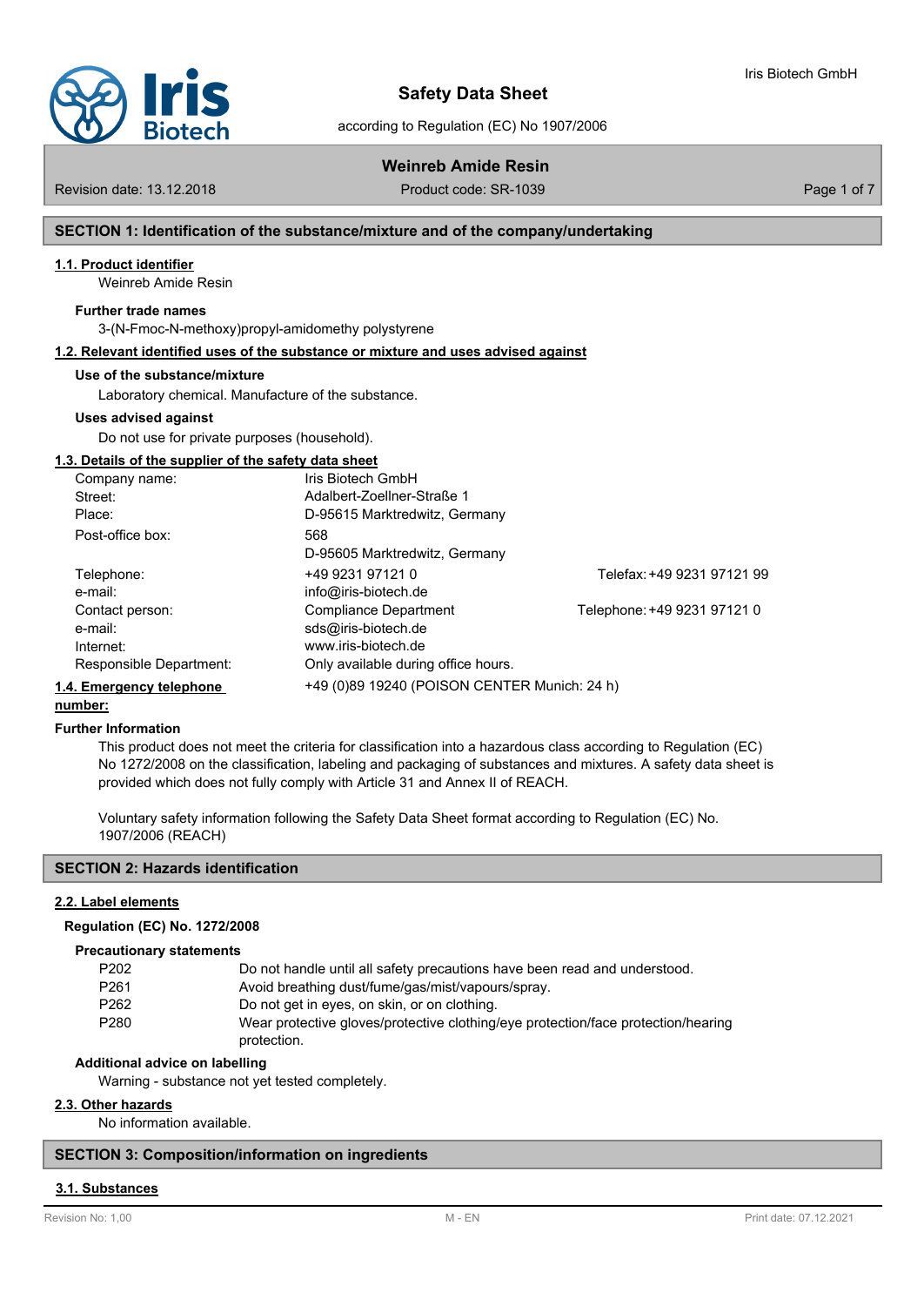# Safety Data Sheet

according to Regulation (EC) No 1907/2006

## Weinreb Amide Resin

Revision date: 13.12.2018 Product code: SR-1039

## SECTION 1: Identification of the substance/mixture and of the company/undertaking

### 1.1. Product identifier

Weinreb Amide Resin

**Further trade names**

3-(N-Fmoc-N-methoxy)propyl-amidomethy polystyrene

### 1.2. Relevant identified uses of the substance or mixture and uses advised against

**Use of the substance/mixture**

Laboratory chemical. Manufacture of the substance.

**Uses advised against**

Do not use for private purposes (household).

### 1.3. Details of the supplier of the safety data sheet

| | | |
|---|---|---|
| Company name: | Iris Biotech GmbH | |
| Street: | Adalbert-Zoellner-Straße 1 | |
| Place: | D-95615 Marktredwitz, Germany | |
| Post-office box: | 568<br>D-95605 Marktredwitz, Germany | |
| Telephone: | +49 9231 97121 0 | Telefax: +49 9231 97121 99 |
| e-mail: | info@iris-biotech.de | |
| Contact person: | Compliance Department | Telephone: +49 9231 97121 0 |
| e-mail: | sds@iris-biotech.de | |
| Internet: | www.iris-biotech.de | |
| Responsible Department: | Only available during office hours. | |

### 1.4. Emergency telephone number:

+49 (0)89 19240 (POISON CENTER Munich: 24 h)

**Further Information**

This product does not meet the criteria for classification into a hazardous class according to Regulation (EC) No 1272/2008 on the classification, labeling and packaging of substances and mixtures. A safety data sheet is provided which does not fully comply with Article 31 and Annex II of REACH.

Voluntary safety information following the Safety Data Sheet format according to Regulation (EC) No. 1907/2006 (REACH)

## SECTION 2: Hazards identification

### 2.2. Label elements

**Regulation (EC) No. 1272/2008**

**Precautionary statements**

| | |
|---|---|
| P202 | Do not handle until all safety precautions have been read and understood. |
| P261 | Avoid breathing dust/fume/gas/mist/vapours/spray. |
| P262 | Do not get in eyes, on skin, or on clothing. |
| P280 | Wear protective gloves/protective clothing/eye protection/face protection/hearing protection. |

**Additional advice on labelling**

Warning - substance not yet tested completely.

### 2.3. Other hazards

No information available.

## SECTION 3: Composition/information on ingredients

### 3.1. Substances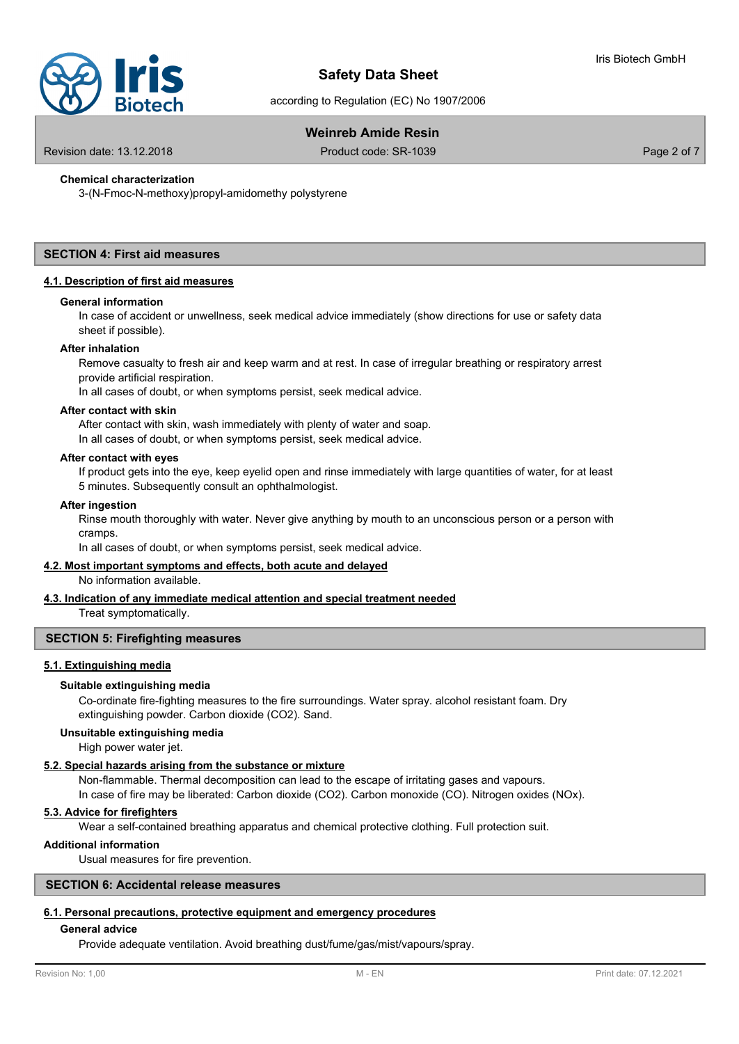**Chemical characterization**

3-(N-Fmoc-N-methoxy)propyl-amidomethy polystyrene

## SECTION 4: First aid measures

### 4.1. Description of first aid measures

**General information**

In case of accident or unwellness, seek medical advice immediately (show directions for use or safety data sheet if possible).

**After inhalation**

Remove casualty to fresh air and keep warm and at rest. In case of irregular breathing or respiratory arrest provide artificial respiration.
In all cases of doubt, or when symptoms persist, seek medical advice.

**After contact with skin**

After contact with skin, wash immediately with plenty of water and soap.
In all cases of doubt, or when symptoms persist, seek medical advice.

**After contact with eyes**

If product gets into the eye, keep eyelid open and rinse immediately with large quantities of water, for at least 5 minutes. Subsequently consult an ophthalmologist.

**After ingestion**

Rinse mouth thoroughly with water. Never give anything by mouth to an unconscious person or a person with cramps.
In all cases of doubt, or when symptoms persist, seek medical advice.

### 4.2. Most important symptoms and effects, both acute and delayed

No information available.

### 4.3. Indication of any immediate medical attention and special treatment needed

Treat symptomatically.

## SECTION 5: Firefighting measures

### 5.1. Extinguishing media

**Suitable extinguishing media**

Co-ordinate fire-fighting measures to the fire surroundings. Water spray. alcohol resistant foam. Dry extinguishing powder. Carbon dioxide ($CO_2$). Sand.

**Unsuitable extinguishing media**

High power water jet.

### 5.2. Special hazards arising from the substance or mixture

Non-flammable. Thermal decomposition can lead to the escape of irritating gases and vapours.
In case of fire may be liberated: Carbon dioxide ($CO_2$). Carbon monoxide (CO). Nitrogen oxides (NOx).

### 5.3. Advice for firefighters

Wear a self-contained breathing apparatus and chemical protective clothing. Full protection suit.

**Additional information**

Usual measures for fire prevention.

## SECTION 6: Accidental release measures

### 6.1. Personal precautions, protective equipment and emergency procedures

**General advice**

Provide adequate ventilation. Avoid breathing dust/fume/gas/mist/vapours/spray.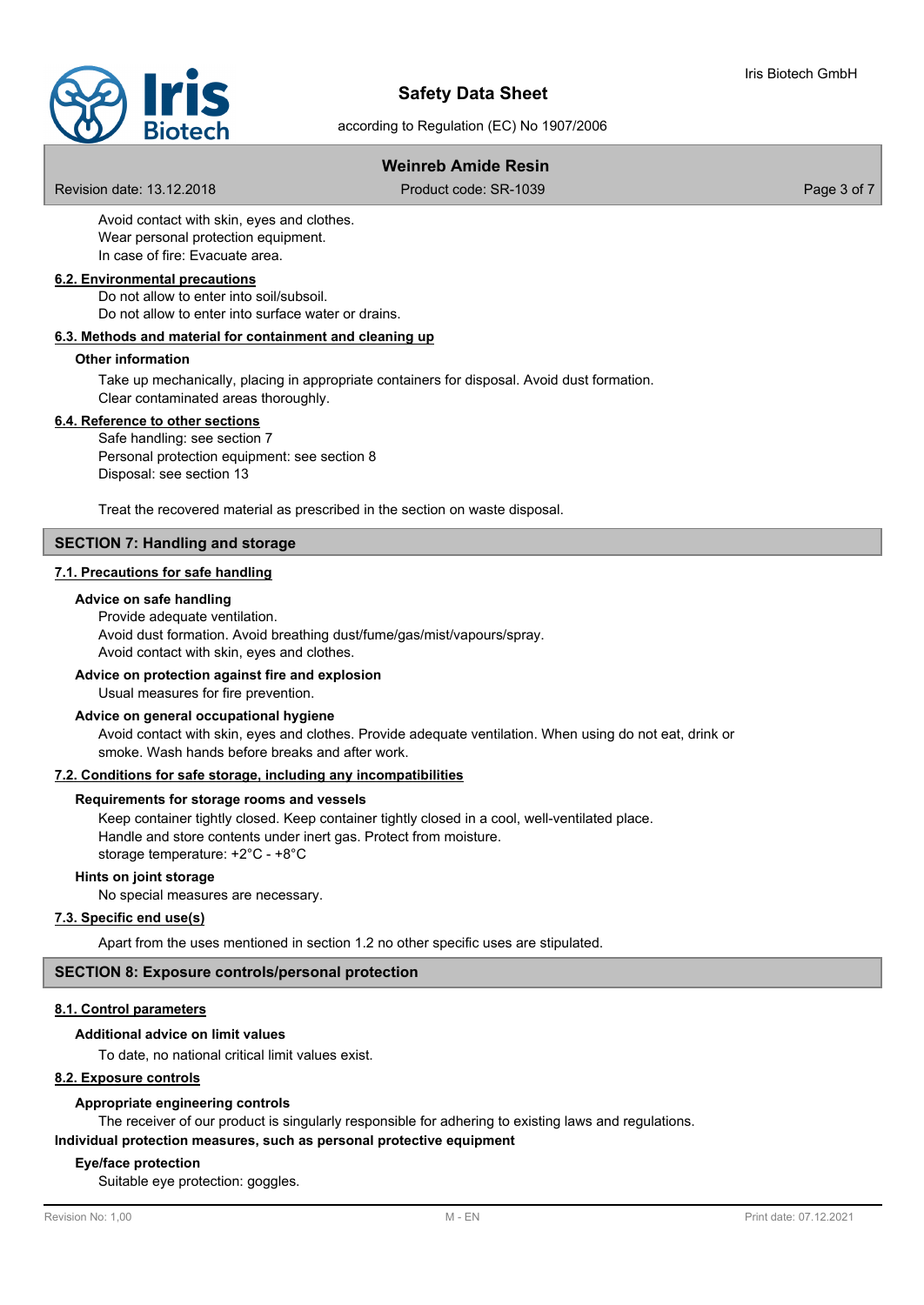Avoid contact with skin, eyes and clothes.
Wear personal protection equipment.
In case of fire: Evacuate area.

### 6.2. Environmental precautions

Do not allow to enter into soil/subsoil.
Do not allow to enter into surface water or drains.

### 6.3. Methods and material for containment and cleaning up

**Other information**

Take up mechanically, placing in appropriate containers for disposal. Avoid dust formation.
Clear contaminated areas thoroughly.

### 6.4. Reference to other sections

Safe handling: see section 7
Personal protection equipment: see section 8
Disposal: see section 13

Treat the recovered material as prescribed in the section on waste disposal.

## SECTION 7: Handling and storage

### 7.1. Precautions for safe handling

**Advice on safe handling**

Provide adequate ventilation.
Avoid dust formation. Avoid breathing dust/fume/gas/mist/vapours/spray.
Avoid contact with skin, eyes and clothes.

**Advice on protection against fire and explosion**

Usual measures for fire prevention.

**Advice on general occupational hygiene**

Avoid contact with skin, eyes and clothes. Provide adequate ventilation. When using do not eat, drink or smoke. Wash hands before breaks and after work.

### 7.2. Conditions for safe storage, including any incompatibilities

**Requirements for storage rooms and vessels**

Keep container tightly closed. Keep container tightly closed in a cool, well-ventilated place.
Handle and store contents under inert gas. Protect from moisture.
storage temperature: +2°C - +8°C

**Hints on joint storage**

No special measures are necessary.

### 7.3. Specific end use(s)

Apart from the uses mentioned in section 1.2 no other specific uses are stipulated.

## SECTION 8: Exposure controls/personal protection

### 8.1. Control parameters

**Additional advice on limit values**

To date, no national critical limit values exist.

### 8.2. Exposure controls

**Appropriate engineering controls**

The receiver of our product is singularly responsible for adhering to existing laws and regulations.

**Individual protection measures, such as personal protective equipment**

**Eye/face protection**

Suitable eye protection: goggles.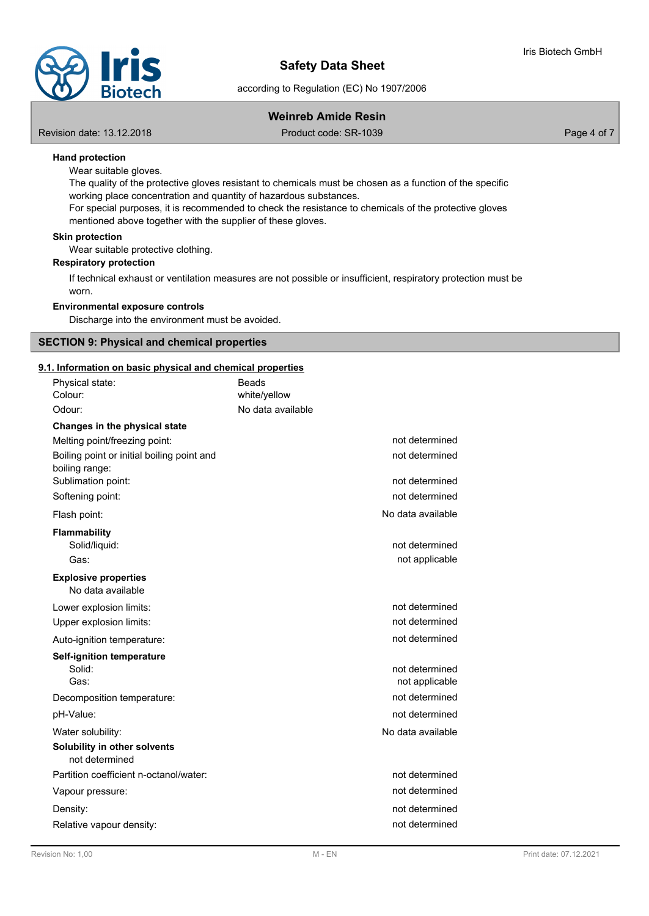**Hand protection**

Wear suitable gloves.

The quality of the protective gloves resistant to chemicals must be chosen as a function of the specific working place concentration and quantity of hazardous substances.

For special purposes, it is recommended to check the resistance to chemicals of the protective gloves mentioned above together with the supplier of these gloves.

**Skin protection**

Wear suitable protective clothing.

**Respiratory protection**

If technical exhaust or ventilation measures are not possible or insufficient, respiratory protection must be worn.

**Environmental exposure controls**

Discharge into the environment must be avoided.

## SECTION 9: Physical and chemical properties

### 9.1. Information on basic physical and chemical properties

| | |
|---|---|
| Physical state: | Beads |
| Colour: | white/yellow |
| Odour: | No data available |

**Changes in the physical state**

| | |
|---|---|
| Melting point/freezing point: | not determined |
| Boiling point or initial boiling point and boiling range: | not determined |
| Sublimation point: | not determined |
| Softening point: | not determined |
| Flash point: | No data available |

**Flammability**

| | |
|---|---|
| Solid/liquid: | not determined |
| Gas: | not applicable |

**Explosive properties**

No data available

| | |
|---|---|
| Lower explosion limits: | not determined |
| Upper explosion limits: | not determined |
| Auto-ignition temperature: | not determined |

**Self-ignition temperature**

| | |
|---|---|
| Solid: | not determined |
| Gas: | not applicable |
| Decomposition temperature: | not determined |
| pH-Value: | not determined |
| Water solubility: | No data available |

**Solubility in other solvents**

not determined

| | |
|---|---|
| Partition coefficient n-octanol/water: | not determined |
| Vapour pressure: | not determined |
| Density: | not determined |
| Relative vapour density: | not determined |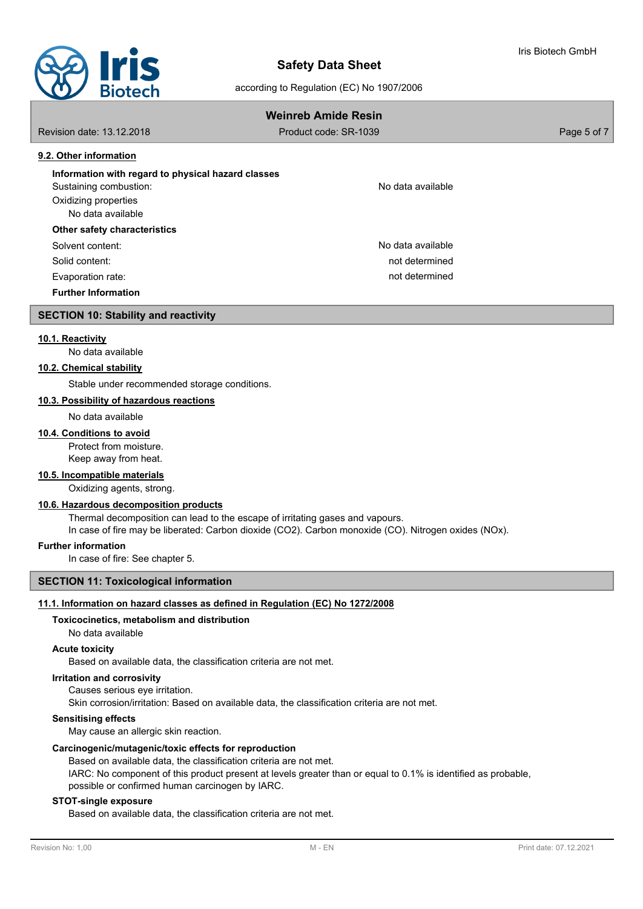### 9.2. Other information

**Information with regard to physical hazard classes**

Sustaining combustion: No data available

Oxidizing properties

No data available

**Other safety characteristics**

| | |
|---|---|
| Solvent content: | No data available |
| Solid content: | not determined |
| Evaporation rate: | not determined |

**Further Information**

## SECTION 10: Stability and reactivity

### 10.1. Reactivity

No data available

### 10.2. Chemical stability

Stable under recommended storage conditions.

### 10.3. Possibility of hazardous reactions

No data available

### 10.4. Conditions to avoid

Protect from moisture.
Keep away from heat.

### 10.5. Incompatible materials

Oxidizing agents, strong.

### 10.6. Hazardous decomposition products

Thermal decomposition can lead to the escape of irritating gases and vapours.
In case of fire may be liberated: Carbon dioxide ($CO_2$). Carbon monoxide (CO). Nitrogen oxides ($NO_x$).

**Further information**

In case of fire: See chapter 5.

## SECTION 11: Toxicological information

### 11.1. Information on hazard classes as defined in Regulation (EC) No 1272/2008

**Toxicocinetics, metabolism and distribution**

No data available

**Acute toxicity**

Based on available data, the classification criteria are not met.

**Irritation and corrosivity**

Causes serious eye irritation.
Skin corrosion/irritation: Based on available data, the classification criteria are not met.

**Sensitising effects**

May cause an allergic skin reaction.

**Carcinogenic/mutagenic/toxic effects for reproduction**

Based on available data, the classification criteria are not met.
IARC: No component of this product present at levels greater than or equal to 0.1% is identified as probable, possible or confirmed human carcinogen by IARC.

**STOT-single exposure**

Based on available data, the classification criteria are not met.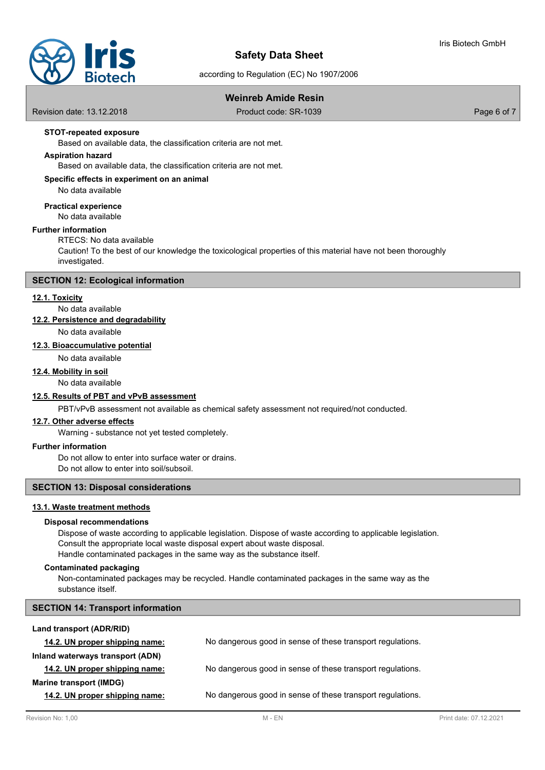**STOT-repeated exposure**

Based on available data, the classification criteria are not met.

**Aspiration hazard**

Based on available data, the classification criteria are not met.

**Specific effects in experiment on an animal**

No data available

**Practical experience**

No data available

**Further information**

RTECS: No data available

Caution! To the best of our knowledge the toxicological properties of this material have not been thoroughly investigated.

## SECTION 12: Ecological information

**12.1. Toxicity**

No data available

**12.2. Persistence and degradability**

No data available

**12.3. Bioaccumulative potential**

No data available

**12.4. Mobility in soil**

No data available

**12.5. Results of PBT and vPvB assessment**

PBT/vPvB assessment not available as chemical safety assessment not required/not conducted.

**12.7. Other adverse effects**

Warning - substance not yet tested completely.

**Further information**

Do not allow to enter into surface water or drains.
Do not allow to enter into soil/subsoil.

## SECTION 13: Disposal considerations

**13.1. Waste treatment methods**

**Disposal recommendations**

Dispose of waste according to applicable legislation. Dispose of waste according to applicable legislation.
Consult the appropriate local waste disposal expert about waste disposal.
Handle contaminated packages in the same way as the substance itself.

**Contaminated packaging**

Non-contaminated packages may be recycled. Handle contaminated packages in the same way as the substance itself.

## SECTION 14: Transport information

**Land transport (ADR/RID)**

**14.2. UN proper shipping name:** No dangerous good in sense of these transport regulations.

**Inland waterways transport (ADN)**

**14.2. UN proper shipping name:** No dangerous good in sense of these transport regulations.

**Marine transport (IMDG)**

**14.2. UN proper shipping name:** No dangerous good in sense of these transport regulations.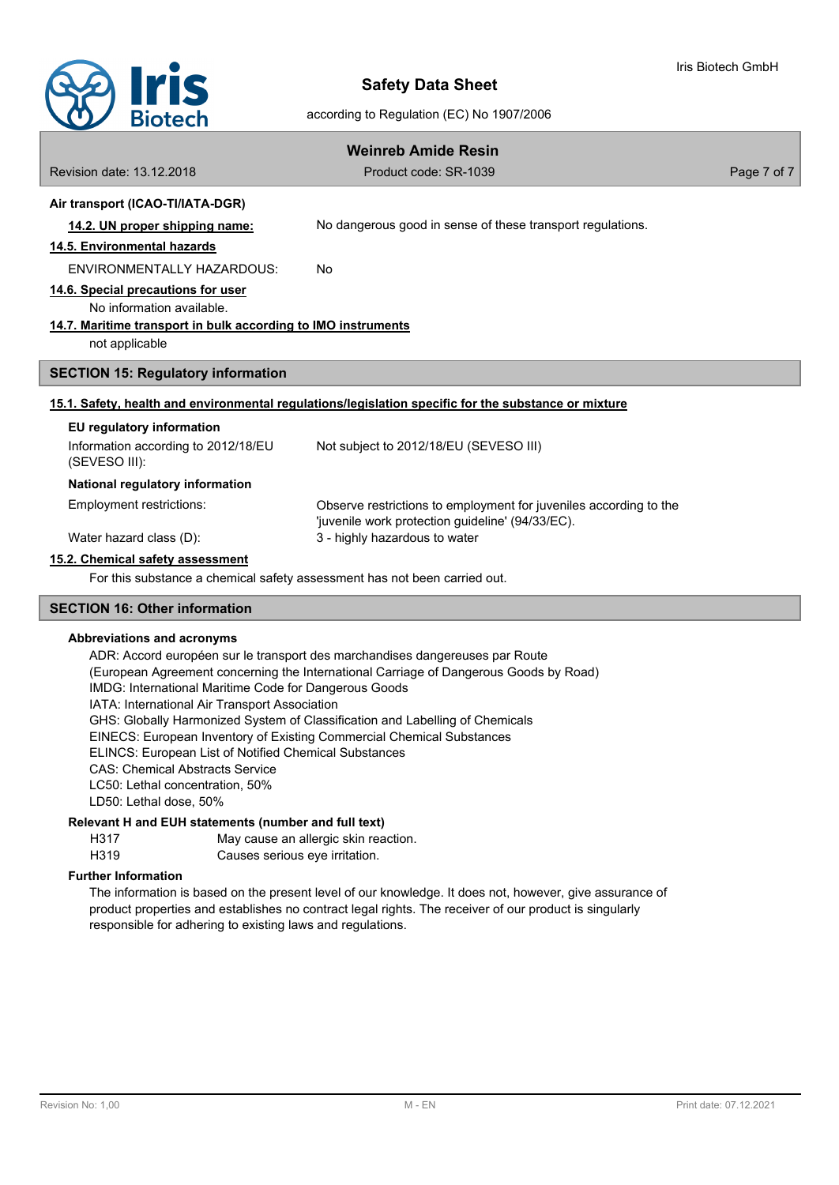**Air transport (ICAO-TI/IATA-DGR)**

**14.2. UN proper shipping name:** No dangerous good in sense of these transport regulations.

**14.5. Environmental hazards**

ENVIRONMENTALLY HAZARDOUS: No

**14.6. Special precautions for user**

No information available.

**14.7. Maritime transport in bulk according to IMO instruments**

not applicable

## SECTION 15: Regulatory information

**15.1. Safety, health and environmental regulations/legislation specific for the substance or mixture**

**EU regulatory information**

Information according to 2012/18/EU (SEVESO III): Not subject to 2012/18/EU (SEVESO III)

**National regulatory information**

Employment restrictions: Observe restrictions to employment for juveniles according to the 'juvenile work protection guideline' (94/33/EC).

Water hazard class (D): 3 - highly hazardous to water

**15.2. Chemical safety assessment**

For this substance a chemical safety assessment has not been carried out.

## SECTION 16: Other information

**Abbreviations and acronyms**

ADR: Accord européen sur le transport des marchandises dangereuses par Route
(European Agreement concerning the International Carriage of Dangerous Goods by Road)
IMDG: International Maritime Code for Dangerous Goods
IATA: International Air Transport Association
GHS: Globally Harmonized System of Classification and Labelling of Chemicals
EINECS: European Inventory of Existing Commercial Chemical Substances
ELINCS: European List of Notified Chemical Substances
CAS: Chemical Abstracts Service
LC50: Lethal concentration, 50%
LD50: Lethal dose, 50%

**Relevant H and EUH statements (number and full text)**

| | |
|---|---|
| H317 | May cause an allergic skin reaction. |
| H319 | Causes serious eye irritation. |

**Further Information**

The information is based on the present level of our knowledge. It does not, however, give assurance of product properties and establishes no contract legal rights. The receiver of our product is singularly responsible for adhering to existing laws and regulations.